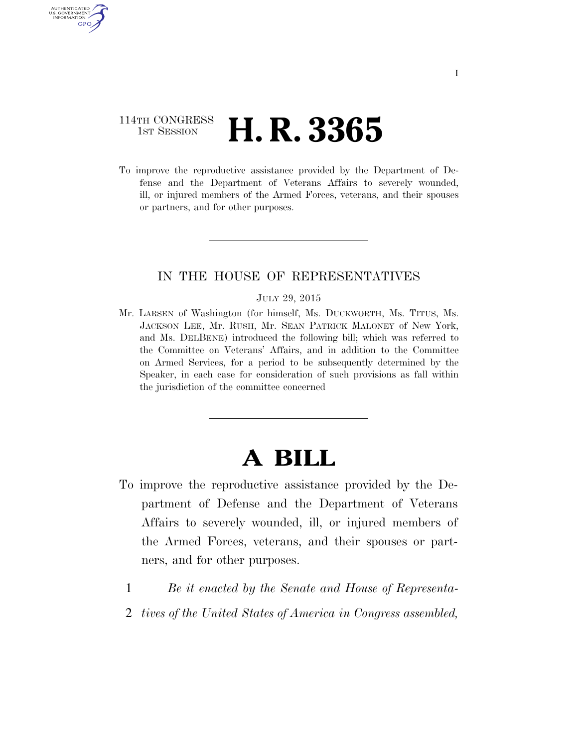114TH CONGRESS
1ST SESSION

# H. R. 3365

To improve the reproductive assistance provided by the Department of Defense and the Department of Veterans Affairs to severely wounded, ill, or injured members of the Armed Forces, veterans, and their spouses or partners, and for other purposes.

---

IN THE HOUSE OF REPRESENTATIVES

JULY 29, 2015

Mr. LARSEN of Washington (for himself, Ms. DUCKWORTH, Ms. TITUS, Ms. JACKSON LEE, Mr. RUSH, Mr. SEAN PATRICK MALONEY of New York, and Ms. DELBENE) introduced the following bill; which was referred to the Committee on Veterans' Affairs, and in addition to the Committee on Armed Services, for a period to be subsequently determined by the Speaker, in each case for consideration of such provisions as fall within the jurisdiction of the committee concerned

---

# A BILL

To improve the reproductive assistance provided by the Department of Defense and the Department of Veterans Affairs to severely wounded, ill, or injured members of the Armed Forces, veterans, and their spouses or partners, and for other purposes.

1 *Be it enacted by the Senate and House of Representa-*
2 *tives of the United States of America in Congress assembled,*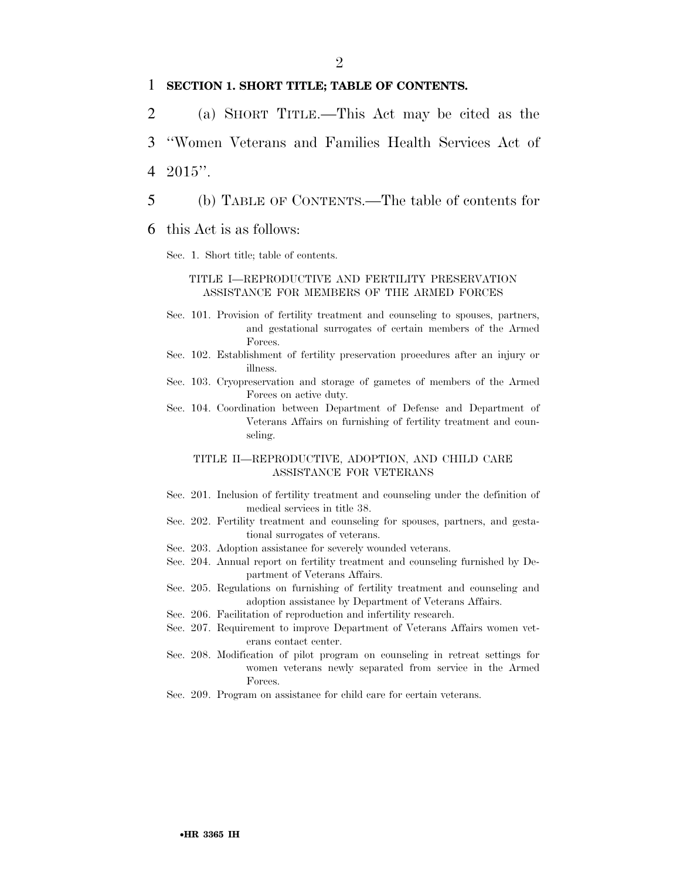**SECTION 1. SHORT TITLE; TABLE OF CONTENTS.**

(a) SHORT TITLE.—This Act may be cited as the "Women Veterans and Families Health Services Act of 2015".

(b) TABLE OF CONTENTS.—The table of contents for this Act is as follows:

Sec. 1. Short title; table of contents.

TITLE I—REPRODUCTIVE AND FERTILITY PRESERVATION ASSISTANCE FOR MEMBERS OF THE ARMED FORCES

Sec. 101. Provision of fertility treatment and counseling to spouses, partners, and gestational surrogates of certain members of the Armed Forces.

Sec. 102. Establishment of fertility preservation procedures after an injury or illness.

Sec. 103. Cryopreservation and storage of gametes of members of the Armed Forces on active duty.

Sec. 104. Coordination between Department of Defense and Department of Veterans Affairs on furnishing of fertility treatment and counseling.

TITLE II—REPRODUCTIVE, ADOPTION, AND CHILD CARE ASSISTANCE FOR VETERANS

Sec. 201. Inclusion of fertility treatment and counseling under the definition of medical services in title 38.

Sec. 202. Fertility treatment and counseling for spouses, partners, and gestational surrogates of veterans.

Sec. 203. Adoption assistance for severely wounded veterans.

Sec. 204. Annual report on fertility treatment and counseling furnished by Department of Veterans Affairs.

Sec. 205. Regulations on furnishing of fertility treatment and counseling and adoption assistance by Department of Veterans Affairs.

Sec. 206. Facilitation of reproduction and infertility research.

Sec. 207. Requirement to improve Department of Veterans Affairs women veterans contact center.

Sec. 208. Modification of pilot program on counseling in retreat settings for women veterans newly separated from service in the Armed Forces.

Sec. 209. Program on assistance for child care for certain veterans.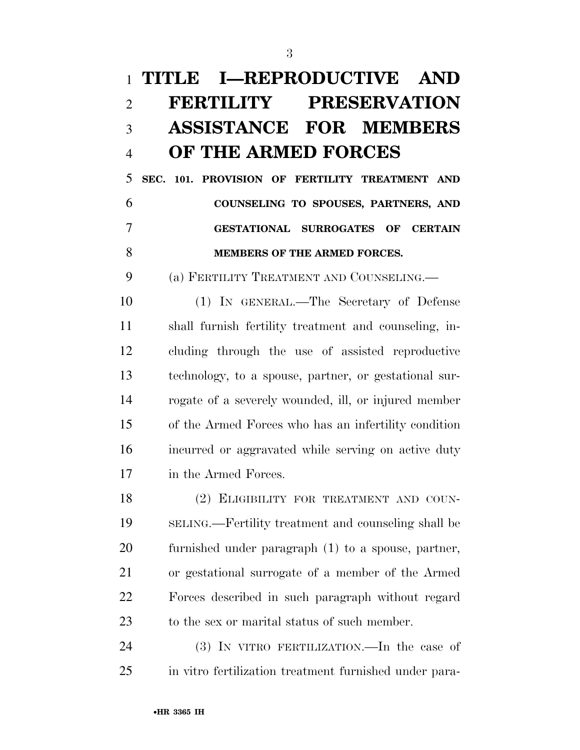# TITLE I—REPRODUCTIVE AND FERTILITY PRESERVATION ASSISTANCE FOR MEMBERS OF THE ARMED FORCES

## SEC. 101. PROVISION OF FERTILITY TREATMENT AND COUNSELING TO SPOUSES, PARTNERS, AND GESTATIONAL SURROGATES OF CERTAIN MEMBERS OF THE ARMED FORCES.

(a) FERTILITY TREATMENT AND COUNSELING.—

(1) IN GENERAL.—The Secretary of Defense shall furnish fertility treatment and counseling, including through the use of assisted reproductive technology, to a spouse, partner, or gestational surrogate of a severely wounded, ill, or injured member of the Armed Forces who has an infertility condition incurred or aggravated while serving on active duty in the Armed Forces.

(2) ELIGIBILITY FOR TREATMENT AND COUNSELING.—Fertility treatment and counseling shall be furnished under paragraph (1) to a spouse, partner, or gestational surrogate of a member of the Armed Forces described in such paragraph without regard to the sex or marital status of such member.

(3) IN VITRO FERTILIZATION.—In the case of in vitro fertilization treatment furnished under para-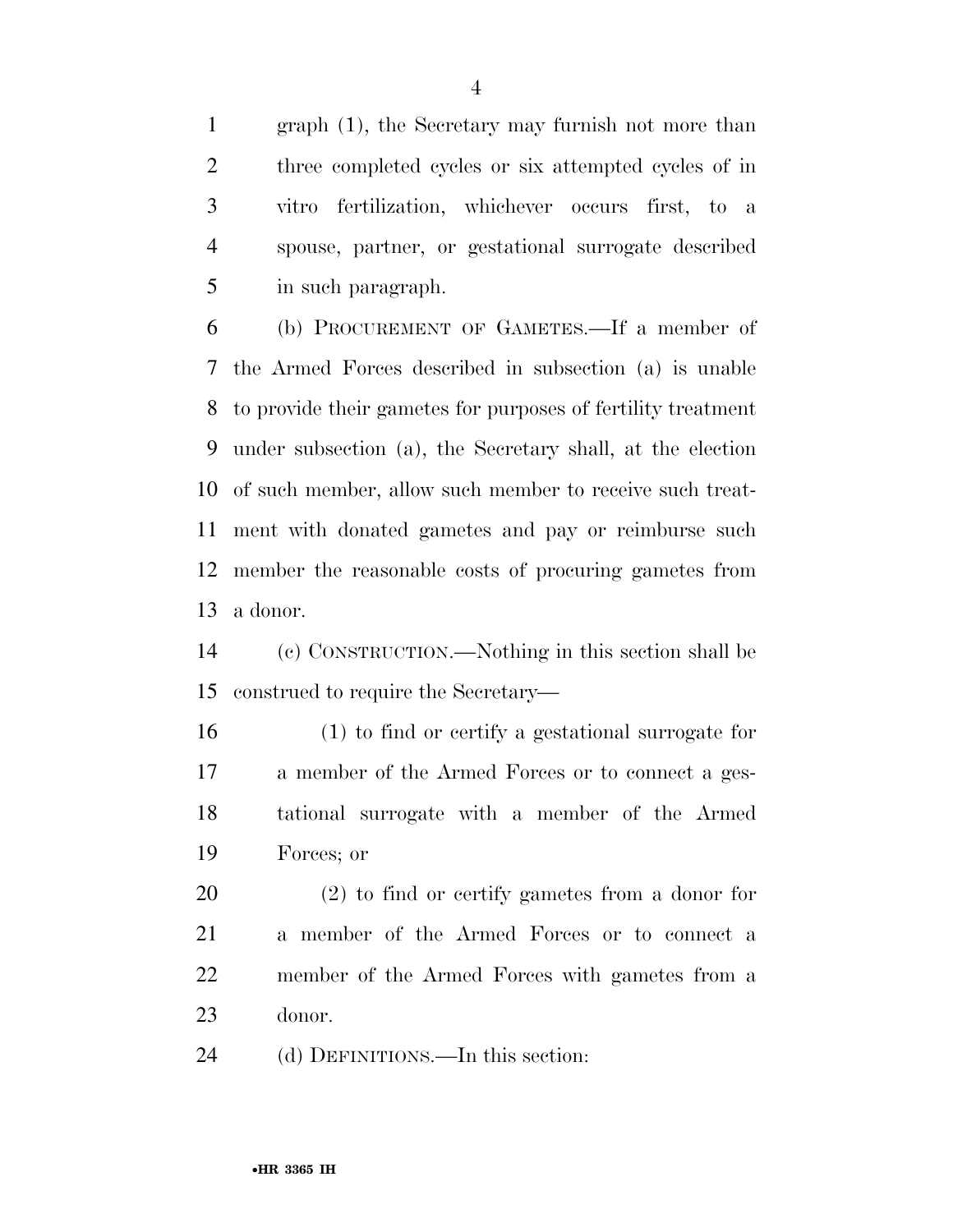graph (1), the Secretary may furnish not more than three completed cycles or six attempted cycles of in vitro fertilization, whichever occurs first, to a spouse, partner, or gestational surrogate described in such paragraph.

(b) PROCUREMENT OF GAMETES.—If a member of the Armed Forces described in subsection (a) is unable to provide their gametes for purposes of fertility treatment under subsection (a), the Secretary shall, at the election of such member, allow such member to receive such treatment with donated gametes and pay or reimburse such member the reasonable costs of procuring gametes from a donor.

(c) CONSTRUCTION.—Nothing in this section shall be construed to require the Secretary—

(1) to find or certify a gestational surrogate for a member of the Armed Forces or to connect a gestational surrogate with a member of the Armed Forces; or

(2) to find or certify gametes from a donor for a member of the Armed Forces or to connect a member of the Armed Forces with gametes from a donor.

(d) DEFINITIONS.—In this section: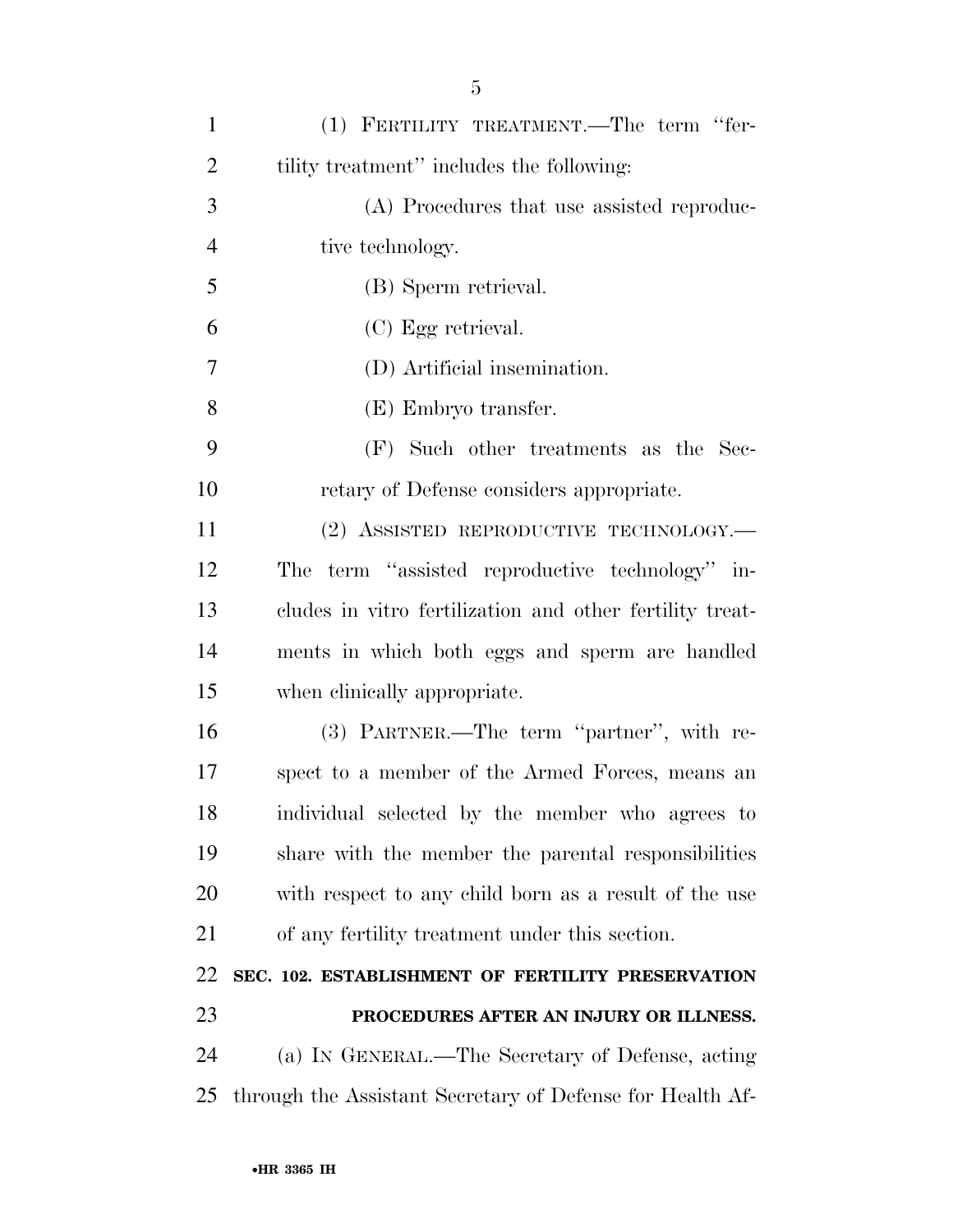(1) FERTILITY TREATMENT.—The term "fertility treatment" includes the following:

(A) Procedures that use assisted reproductive technology.

(B) Sperm retrieval.

(C) Egg retrieval.

(D) Artificial insemination.

(E) Embryo transfer.

(F) Such other treatments as the Secretary of Defense considers appropriate.

(2) ASSISTED REPRODUCTIVE TECHNOLOGY.—The term "assisted reproductive technology" includes in vitro fertilization and other fertility treatments in which both eggs and sperm are handled when clinically appropriate.

(3) PARTNER.—The term "partner", with respect to a member of the Armed Forces, means an individual selected by the member who agrees to share with the member the parental responsibilities with respect to any child born as a result of the use of any fertility treatment under this section.

**SEC. 102. ESTABLISHMENT OF FERTILITY PRESERVATION PROCEDURES AFTER AN INJURY OR ILLNESS.**

(a) IN GENERAL.—The Secretary of Defense, acting through the Assistant Secretary of Defense for Health Af-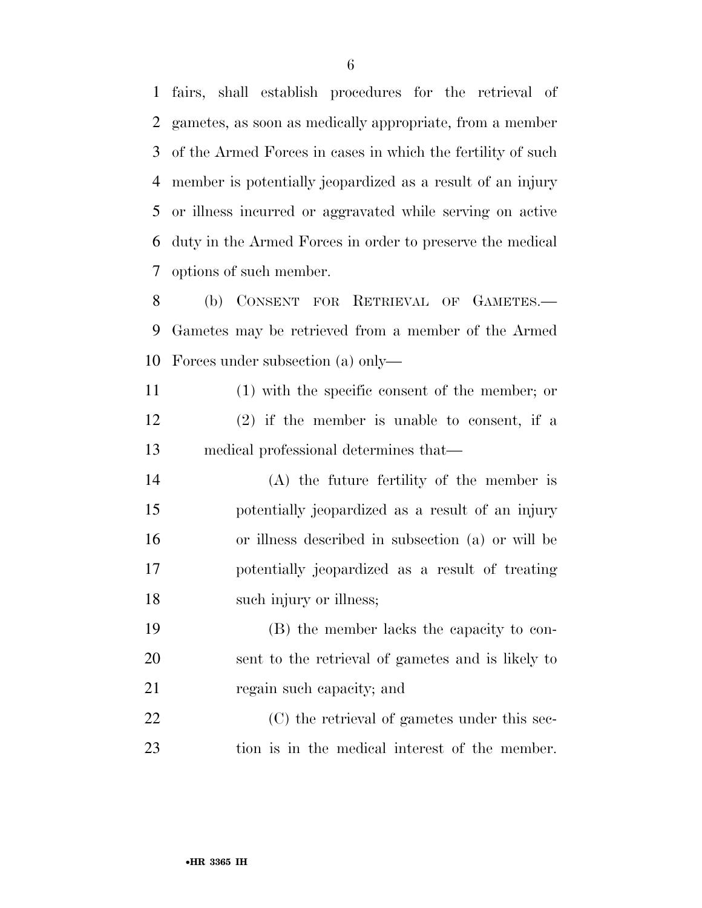fairs, shall establish procedures for the retrieval of gametes, as soon as medically appropriate, from a member of the Armed Forces in cases in which the fertility of such member is potentially jeopardized as a result of an injury or illness incurred or aggravated while serving on active duty in the Armed Forces in order to preserve the medical options of such member.

(b) CONSENT FOR RETRIEVAL OF GAMETES.—Gametes may be retrieved from a member of the Armed Forces under subsection (a) only—

(1) with the specific consent of the member; or

(2) if the member is unable to consent, if a medical professional determines that—

(A) the future fertility of the member is potentially jeopardized as a result of an injury or illness described in subsection (a) or will be potentially jeopardized as a result of treating such injury or illness;

(B) the member lacks the capacity to consent to the retrieval of gametes and is likely to regain such capacity; and

(C) the retrieval of gametes under this section is in the medical interest of the member.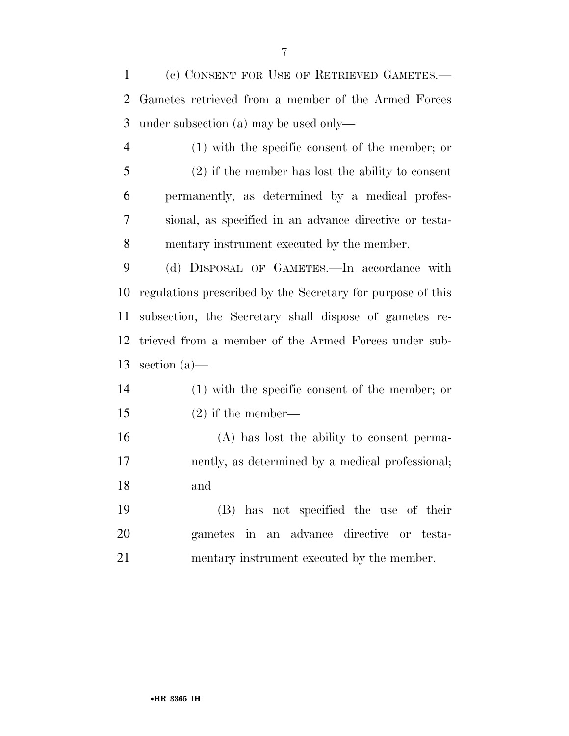(c) CONSENT FOR USE OF RETRIEVED GAMETES.—Gametes retrieved from a member of the Armed Forces under subsection (a) may be used only—

(1) with the specific consent of the member; or

(2) if the member has lost the ability to consent permanently, as determined by a medical professional, as specified in an advance directive or testamentary instrument executed by the member.

(d) DISPOSAL OF GAMETES.—In accordance with regulations prescribed by the Secretary for purpose of this subsection, the Secretary shall dispose of gametes retrieved from a member of the Armed Forces under subsection (a)—

(1) with the specific consent of the member; or

(2) if the member—

(A) has lost the ability to consent permanently, as determined by a medical professional; and

(B) has not specified the use of their gametes in an advance directive or testamentary instrument executed by the member.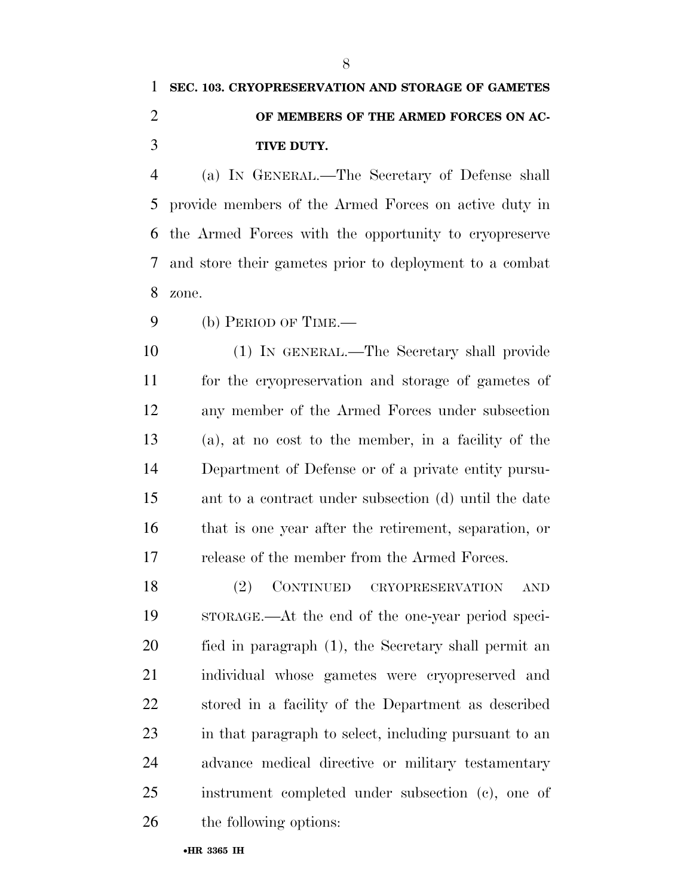**SEC. 103. CRYOPRESERVATION AND STORAGE OF GAMETES OF MEMBERS OF THE ARMED FORCES ON ACTIVE DUTY.**

(a) IN GENERAL.—The Secretary of Defense shall provide members of the Armed Forces on active duty in the Armed Forces with the opportunity to cryopreserve and store their gametes prior to deployment to a combat zone.

(b) PERIOD OF TIME.—

(1) IN GENERAL.—The Secretary shall provide for the cryopreservation and storage of gametes of any member of the Armed Forces under subsection (a), at no cost to the member, in a facility of the Department of Defense or of a private entity pursuant to a contract under subsection (d) until the date that is one year after the retirement, separation, or release of the member from the Armed Forces.

(2) CONTINUED CRYOPRESERVATION AND STORAGE.—At the end of the one-year period specified in paragraph (1), the Secretary shall permit an individual whose gametes were cryopreserved and stored in a facility of the Department as described in that paragraph to select, including pursuant to an advance medical directive or military testamentary instrument completed under subsection (c), one of the following options: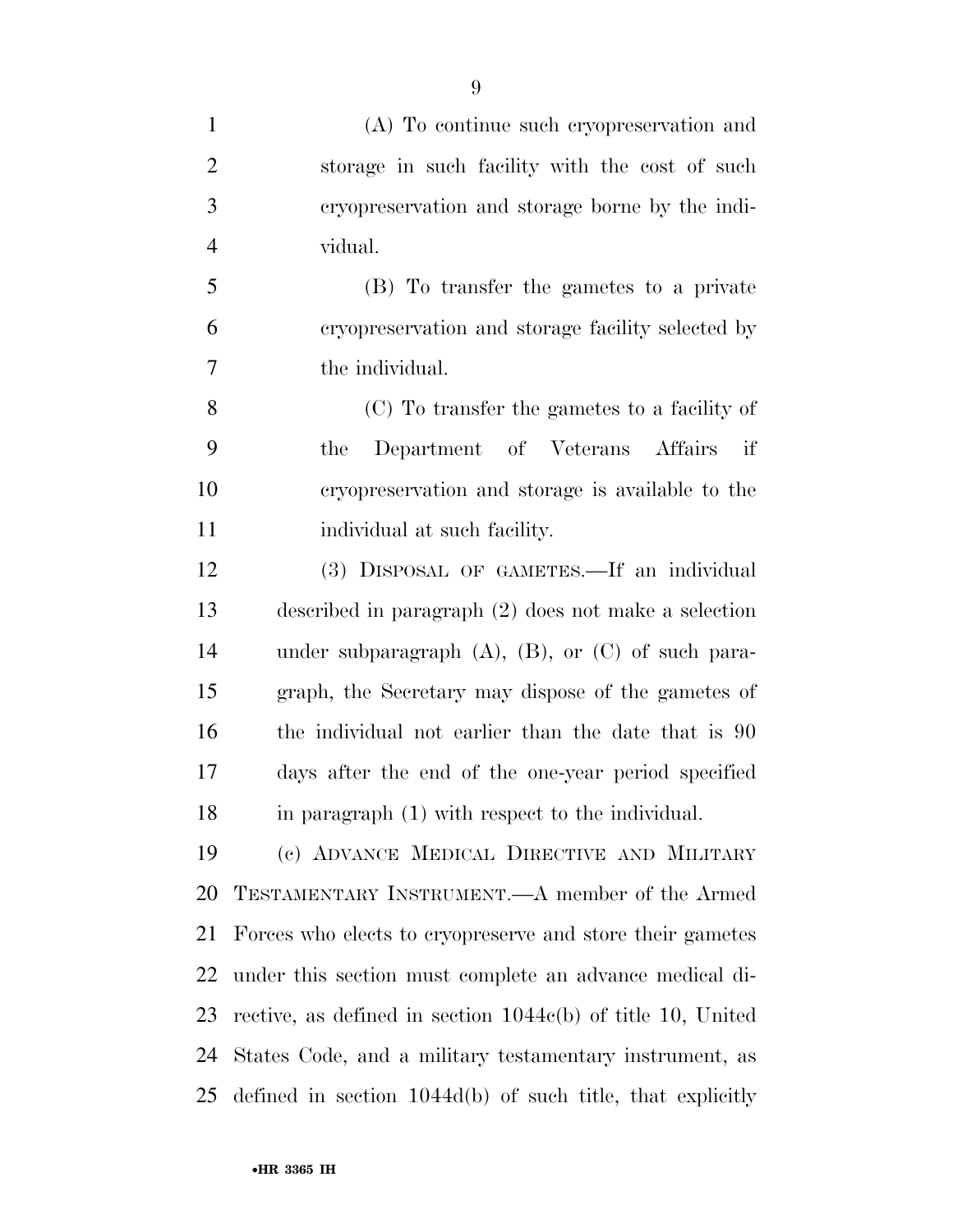(A) To continue such cryopreservation and storage in such facility with the cost of such cryopreservation and storage borne by the individual.

(B) To transfer the gametes to a private cryopreservation and storage facility selected by the individual.

(C) To transfer the gametes to a facility of the Department of Veterans Affairs if cryopreservation and storage is available to the individual at such facility.

(3) DISPOSAL OF GAMETES.—If an individual described in paragraph (2) does not make a selection under subparagraph (A), (B), or (C) of such paragraph, the Secretary may dispose of the gametes of the individual not earlier than the date that is 90 days after the end of the one-year period specified in paragraph (1) with respect to the individual.

(c) ADVANCE MEDICAL DIRECTIVE AND MILITARY TESTAMENTARY INSTRUMENT.—A member of the Armed Forces who elects to cryopreserve and store their gametes under this section must complete an advance medical directive, as defined in section 1044c(b) of title 10, United States Code, and a military testamentary instrument, as defined in section 1044d(b) of such title, that explicitly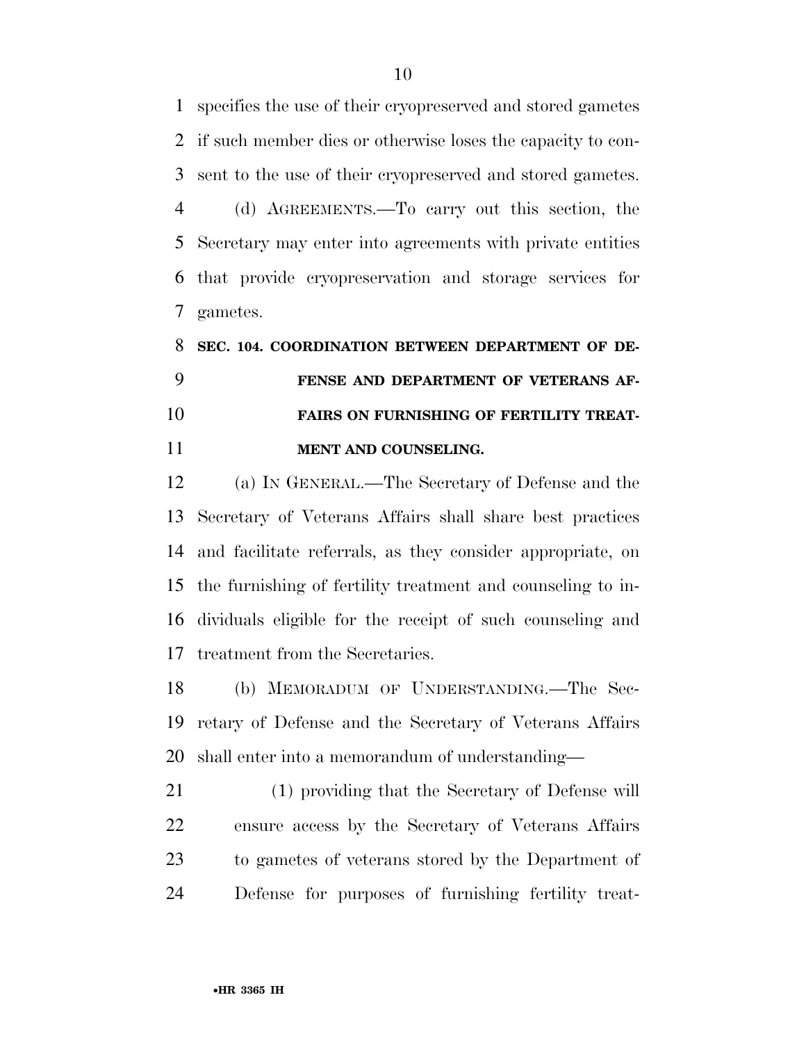specifies the use of their cryopreserved and stored gametes if such member dies or otherwise loses the capacity to consent to the use of their cryopreserved and stored gametes.

(d) AGREEMENTS.—To carry out this section, the Secretary may enter into agreements with private entities that provide cryopreservation and storage services for gametes.

**SEC. 104. COORDINATION BETWEEN DEPARTMENT OF DEFENSE AND DEPARTMENT OF VETERANS AFFAIRS ON FURNISHING OF FERTILITY TREATMENT AND COUNSELING.**

(a) IN GENERAL.—The Secretary of Defense and the Secretary of Veterans Affairs shall share best practices and facilitate referrals, as they consider appropriate, on the furnishing of fertility treatment and counseling to individuals eligible for the receipt of such counseling and treatment from the Secretaries.

(b) MEMORADUM OF UNDERSTANDING.—The Secretary of Defense and the Secretary of Veterans Affairs shall enter into a memorandum of understanding—

(1) providing that the Secretary of Defense will ensure access by the Secretary of Veterans Affairs to gametes of veterans stored by the Department of Defense for purposes of furnishing fertility treat-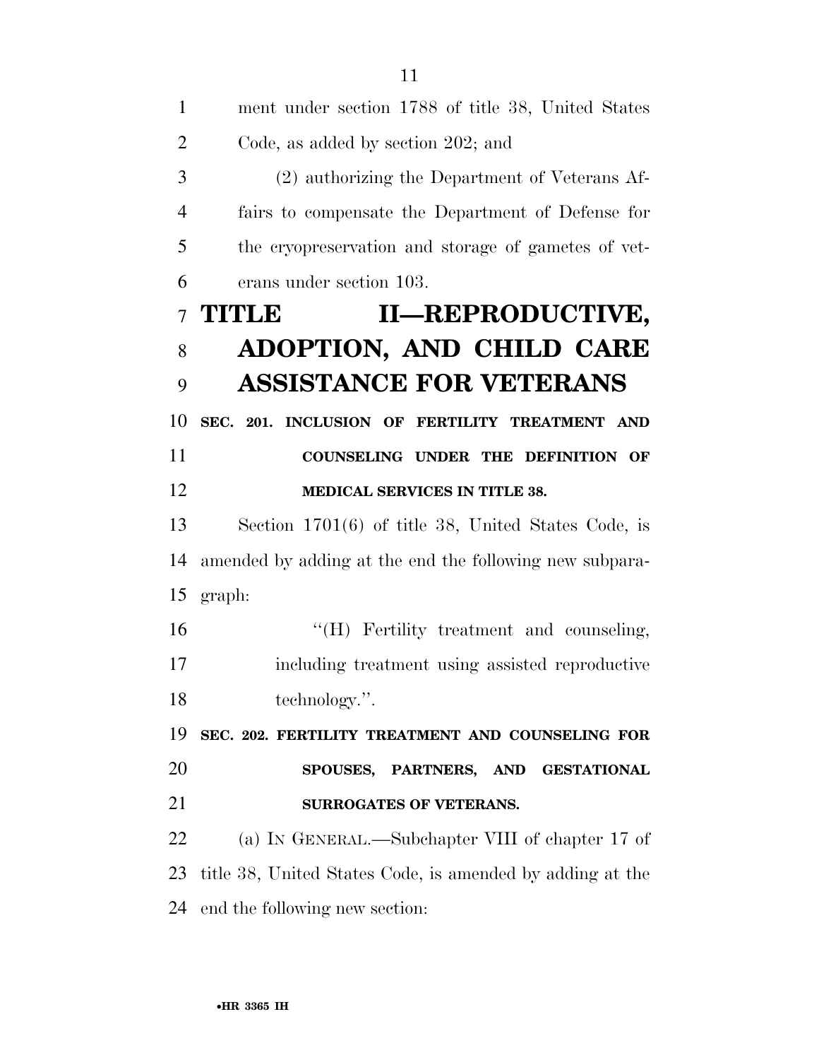ment under section 1788 of title 38, United States Code, as added by section 202; and

(2) authorizing the Department of Veterans Affairs to compensate the Department of Defense for the cryopreservation and storage of gametes of veterans under section 103.

# TITLE II—REPRODUCTIVE, ADOPTION, AND CHILD CARE ASSISTANCE FOR VETERANS

**SEC. 201. INCLUSION OF FERTILITY TREATMENT AND COUNSELING UNDER THE DEFINITION OF MEDICAL SERVICES IN TITLE 38.**

Section 1701(6) of title 38, United States Code, is amended by adding at the end the following new subparagraph:

"(H) Fertility treatment and counseling, including treatment using assisted reproductive technology.".

**SEC. 202. FERTILITY TREATMENT AND COUNSELING FOR SPOUSES, PARTNERS, AND GESTATIONAL SURROGATES OF VETERANS.**

(a) IN GENERAL.—Subchapter VIII of chapter 17 of title 38, United States Code, is amended by adding at the end the following new section: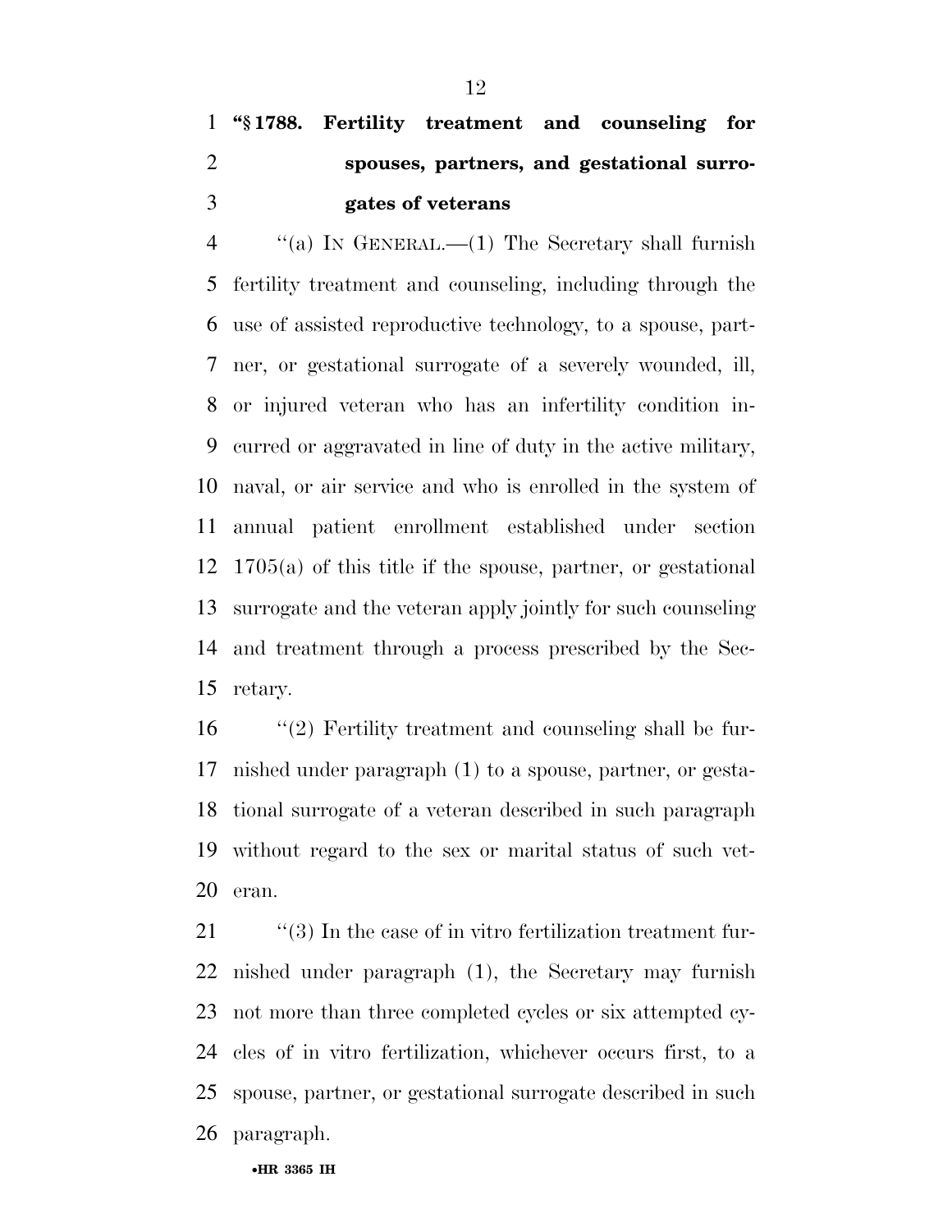**"§ 1788. Fertility treatment and counseling for spouses, partners, and gestational surrogates of veterans**

"(a) IN GENERAL.—(1) The Secretary shall furnish fertility treatment and counseling, including through the use of assisted reproductive technology, to a spouse, partner, or gestational surrogate of a severely wounded, ill, or injured veteran who has an infertility condition incurred or aggravated in line of duty in the active military, naval, or air service and who is enrolled in the system of annual patient enrollment established under section 1705(a) of this title if the spouse, partner, or gestational surrogate and the veteran apply jointly for such counseling and treatment through a process prescribed by the Secretary.

"(2) Fertility treatment and counseling shall be furnished under paragraph (1) to a spouse, partner, or gestational surrogate of a veteran described in such paragraph without regard to the sex or marital status of such veteran.

"(3) In the case of in vitro fertilization treatment furnished under paragraph (1), the Secretary may furnish not more than three completed cycles or six attempted cycles of in vitro fertilization, whichever occurs first, to a spouse, partner, or gestational surrogate described in such paragraph.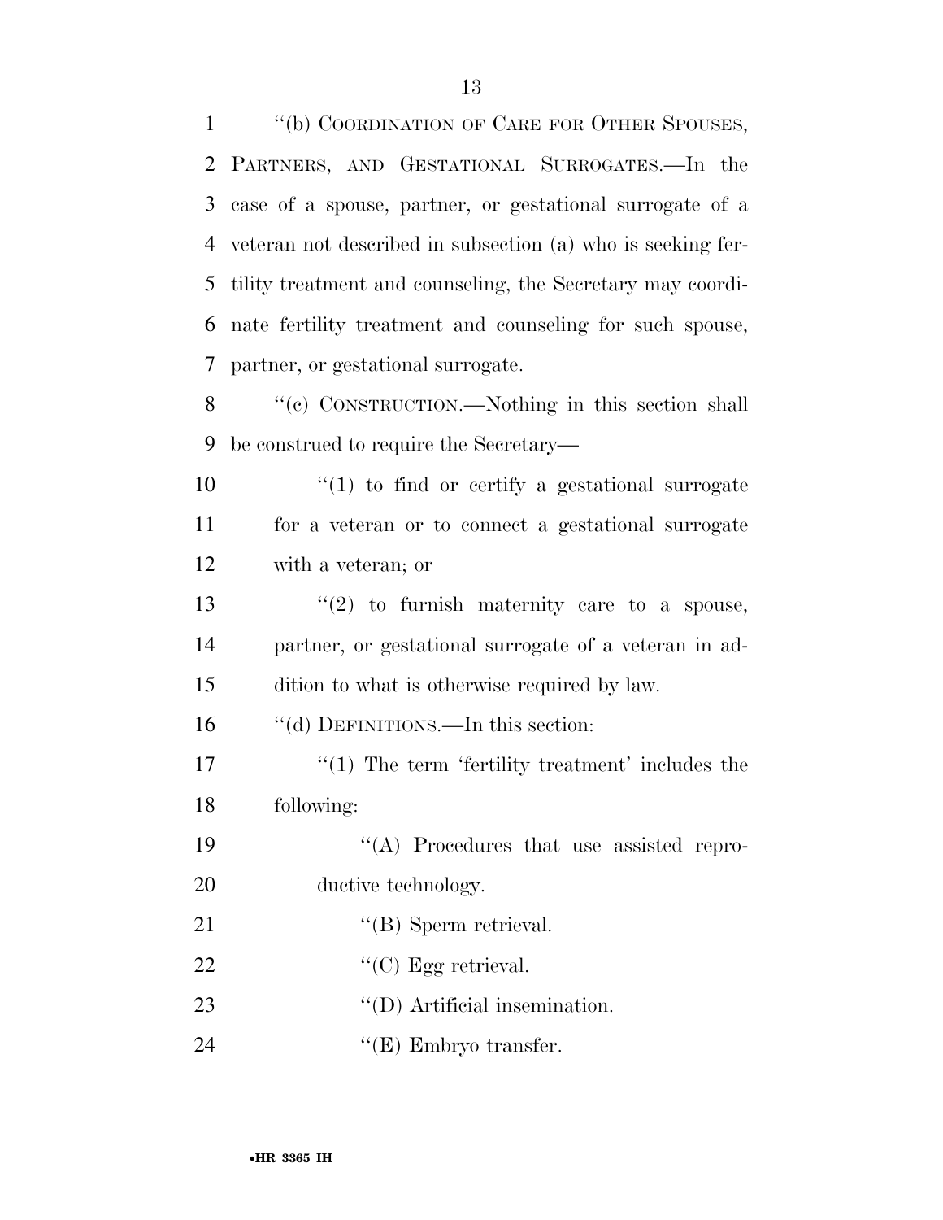"(b) COORDINATION OF CARE FOR OTHER SPOUSES, PARTNERS, AND GESTATIONAL SURROGATES.—In the case of a spouse, partner, or gestational surrogate of a veteran not described in subsection (a) who is seeking fertility treatment and counseling, the Secretary may coordinate fertility treatment and counseling for such spouse, partner, or gestational surrogate.

"(c) CONSTRUCTION.—Nothing in this section shall be construed to require the Secretary—

"(1) to find or certify a gestational surrogate for a veteran or to connect a gestational surrogate with a veteran; or

"(2) to furnish maternity care to a spouse, partner, or gestational surrogate of a veteran in addition to what is otherwise required by law.

"(d) DEFINITIONS.—In this section:

"(1) The term 'fertility treatment' includes the following:

"(A) Procedures that use assisted reproductive technology.

"(B) Sperm retrieval.

"(C) Egg retrieval.

"(D) Artificial insemination.

"(E) Embryo transfer.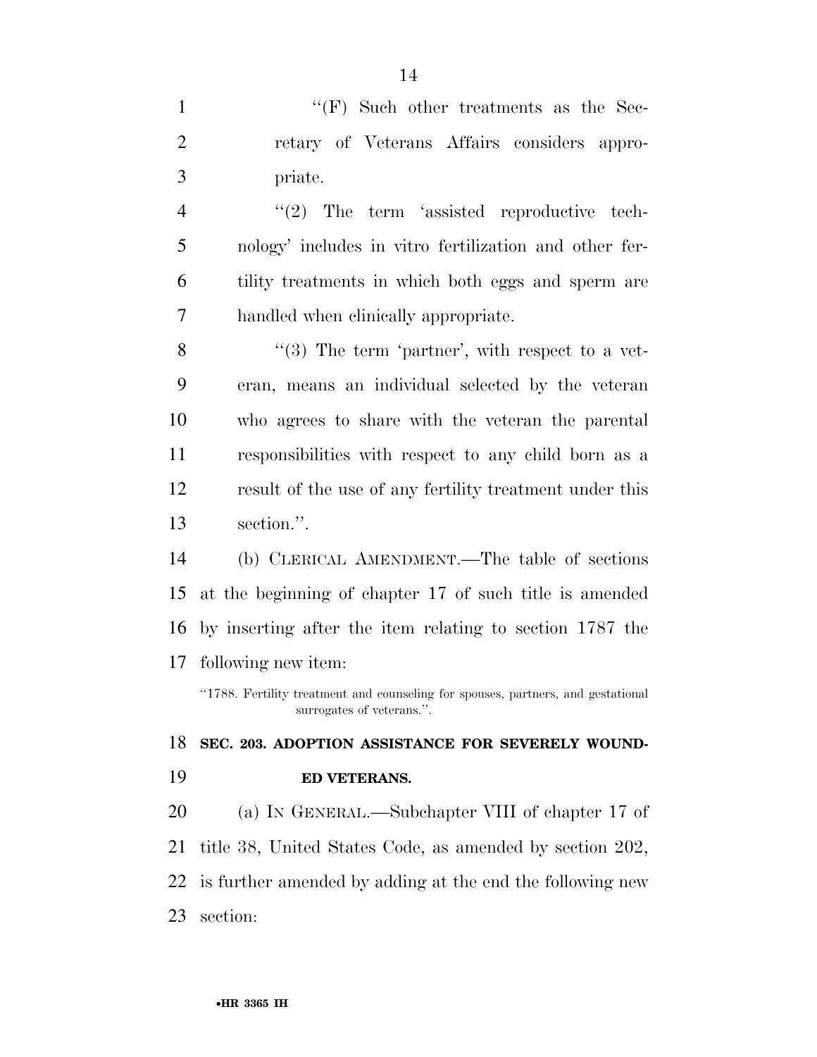"(F) Such other treatments as the Secretary of Veterans Affairs considers appropriate.

"(2) The term 'assisted reproductive technology' includes in vitro fertilization and other fertility treatments in which both eggs and sperm are handled when clinically appropriate.

"(3) The term 'partner', with respect to a veteran, means an individual selected by the veteran who agrees to share with the veteran the parental responsibilities with respect to any child born as a result of the use of any fertility treatment under this section.".

(b) CLERICAL AMENDMENT.—The table of sections at the beginning of chapter 17 of such title is amended by inserting after the item relating to section 1787 the following new item:

"1788. Fertility treatment and counseling for spouses, partners, and gestational surrogates of veterans.".

**SEC. 203. ADOPTION ASSISTANCE FOR SEVERELY WOUNDED VETERANS.**

(a) IN GENERAL.—Subchapter VIII of chapter 17 of title 38, United States Code, as amended by section 202, is further amended by adding at the end the following new section: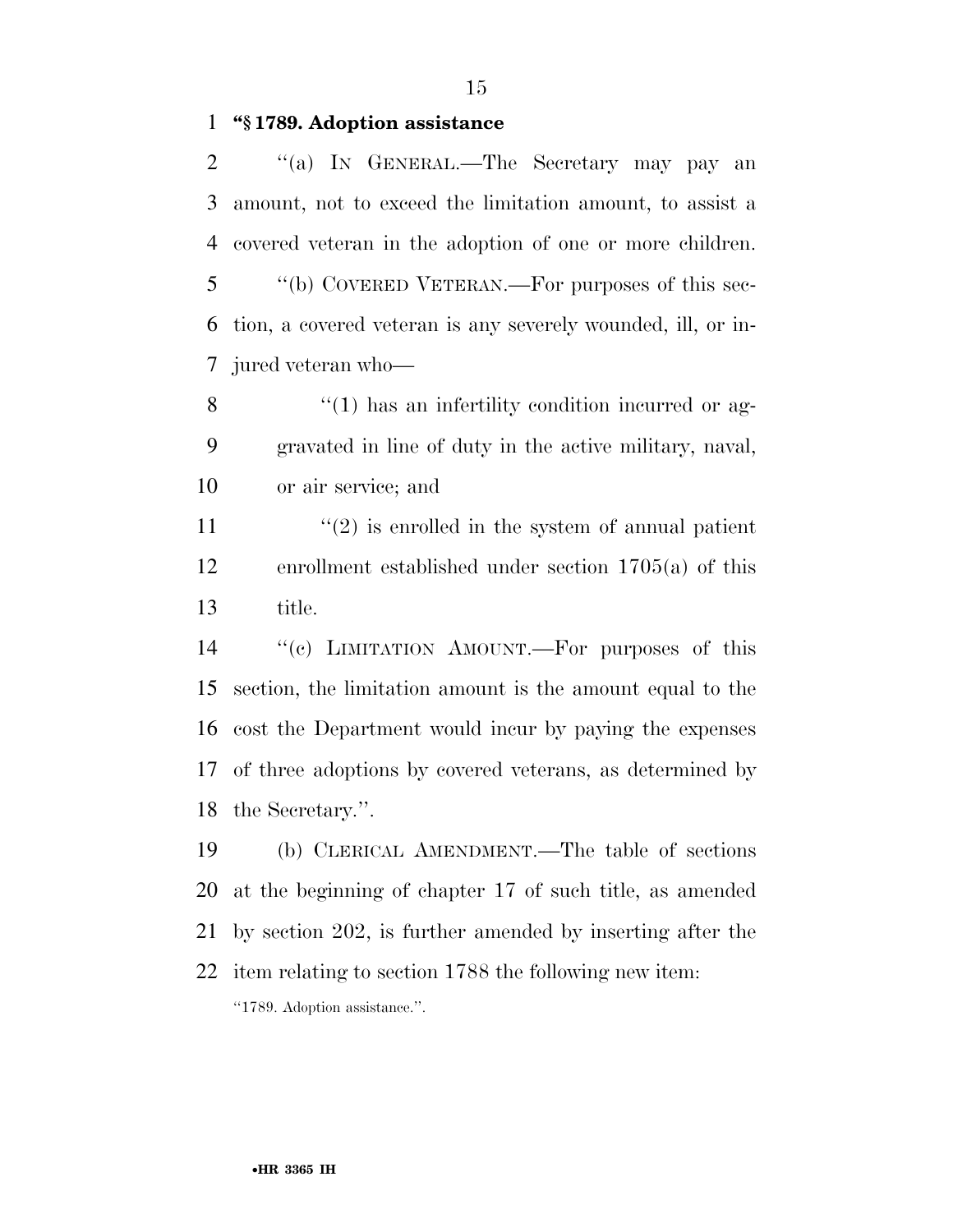**"§ 1789. Adoption assistance**

"(a) IN GENERAL.—The Secretary may pay an amount, not to exceed the limitation amount, to assist a covered veteran in the adoption of one or more children.

"(b) COVERED VETERAN.—For purposes of this section, a covered veteran is any severely wounded, ill, or injured veteran who—

"(1) has an infertility condition incurred or aggravated in line of duty in the active military, naval, or air service; and

"(2) is enrolled in the system of annual patient enrollment established under section 1705(a) of this title.

"(c) LIMITATION AMOUNT.—For purposes of this section, the limitation amount is the amount equal to the cost the Department would incur by paying the expenses of three adoptions by covered veterans, as determined by the Secretary.".

(b) CLERICAL AMENDMENT.—The table of sections at the beginning of chapter 17 of such title, as amended by section 202, is further amended by inserting after the item relating to section 1788 the following new item:

"1789. Adoption assistance.".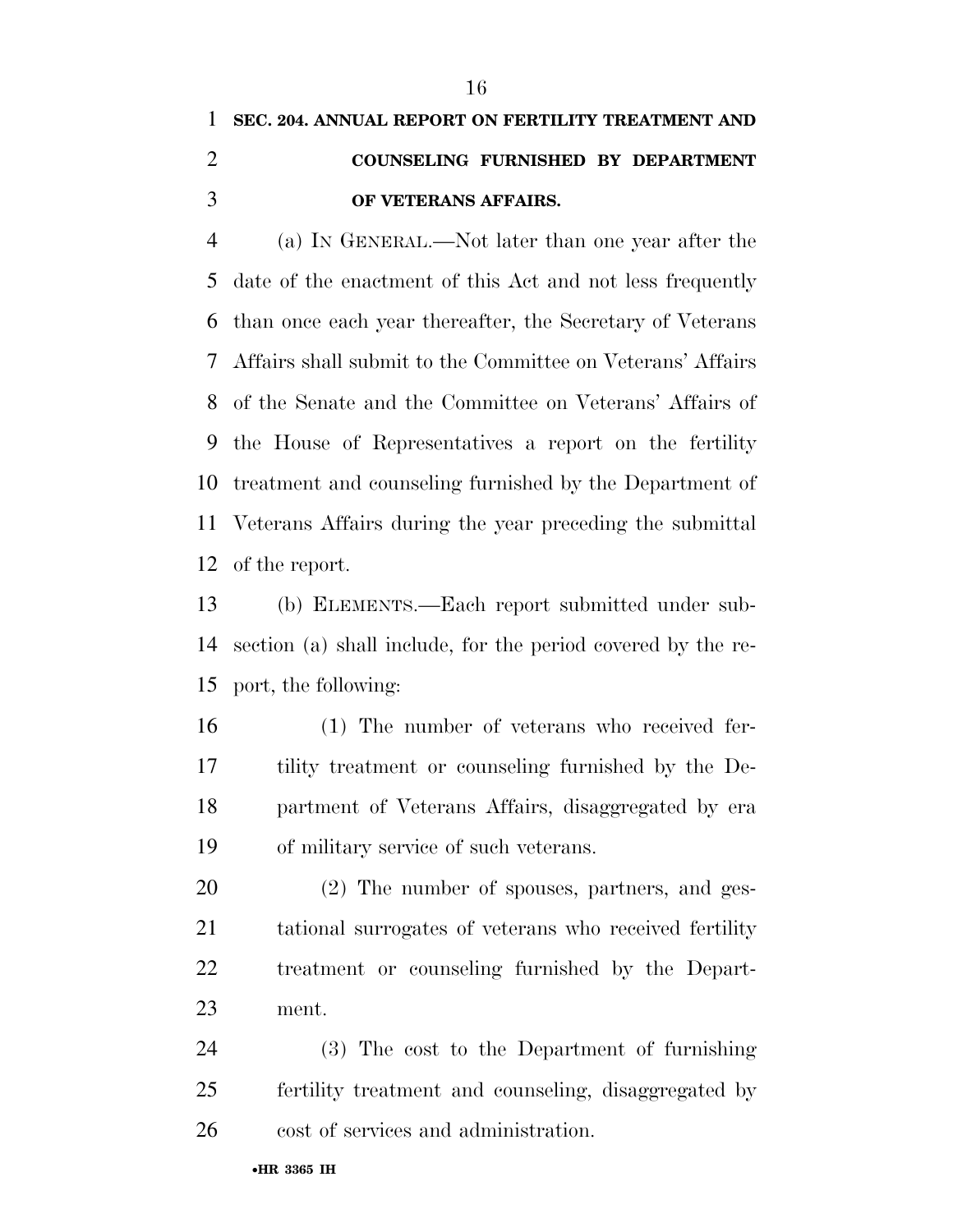**SEC. 204. ANNUAL REPORT ON FERTILITY TREATMENT AND COUNSELING FURNISHED BY DEPARTMENT OF VETERANS AFFAIRS.**

(a) IN GENERAL.—Not later than one year after the date of the enactment of this Act and not less frequently than once each year thereafter, the Secretary of Veterans Affairs shall submit to the Committee on Veterans' Affairs of the Senate and the Committee on Veterans' Affairs of the House of Representatives a report on the fertility treatment and counseling furnished by the Department of Veterans Affairs during the year preceding the submittal of the report.

(b) ELEMENTS.—Each report submitted under subsection (a) shall include, for the period covered by the report, the following:

(1) The number of veterans who received fertility treatment or counseling furnished by the Department of Veterans Affairs, disaggregated by era of military service of such veterans.

(2) The number of spouses, partners, and gestational surrogates of veterans who received fertility treatment or counseling furnished by the Department.

(3) The cost to the Department of furnishing fertility treatment and counseling, disaggregated by cost of services and administration.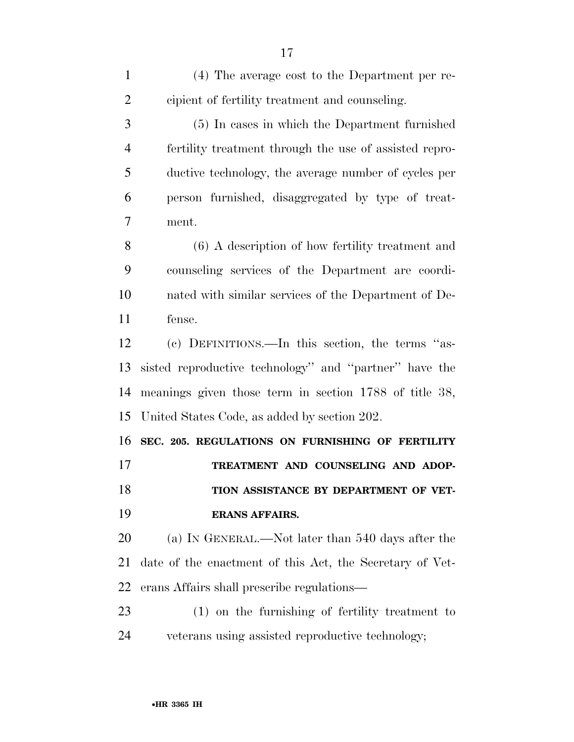(4) The average cost to the Department per recipient of fertility treatment and counseling.

(5) In cases in which the Department furnished fertility treatment through the use of assisted reproductive technology, the average number of cycles per person furnished, disaggregated by type of treatment.

(6) A description of how fertility treatment and counseling services of the Department are coordinated with similar services of the Department of Defense.

(c) DEFINITIONS.—In this section, the terms ''assisted reproductive technology'' and ''partner'' have the meanings given those term in section 1788 of title 38, United States Code, as added by section 202.

**SEC. 205. REGULATIONS ON FURNISHING OF FERTILITY TREATMENT AND COUNSELING AND ADOPTION ASSISTANCE BY DEPARTMENT OF VETERANS AFFAIRS.**

(a) IN GENERAL.—Not later than 540 days after the date of the enactment of this Act, the Secretary of Veterans Affairs shall prescribe regulations—

(1) on the furnishing of fertility treatment to veterans using assisted reproductive technology;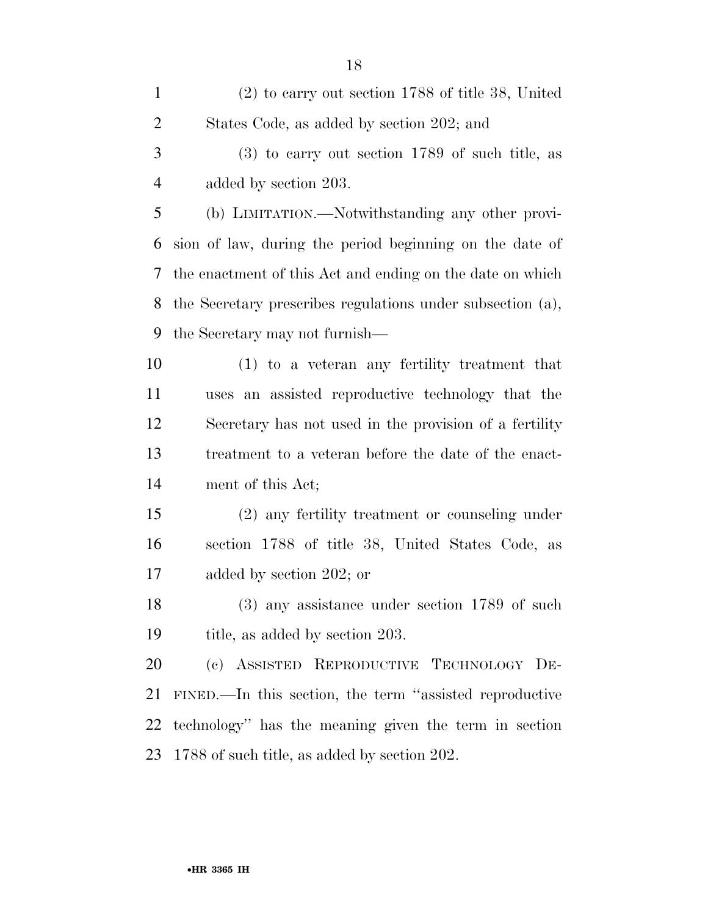(2) to carry out section 1788 of title 38, United States Code, as added by section 202; and

(3) to carry out section 1789 of such title, as added by section 203.

(b) LIMITATION.—Notwithstanding any other provision of law, during the period beginning on the date of the enactment of this Act and ending on the date on which the Secretary prescribes regulations under subsection (a), the Secretary may not furnish—

(1) to a veteran any fertility treatment that uses an assisted reproductive technology that the Secretary has not used in the provision of a fertility treatment to a veteran before the date of the enactment of this Act;

(2) any fertility treatment or counseling under section 1788 of title 38, United States Code, as added by section 202; or

(3) any assistance under section 1789 of such title, as added by section 203.

(c) ASSISTED REPRODUCTIVE TECHNOLOGY DEFINED.—In this section, the term "assisted reproductive technology" has the meaning given the term in section 1788 of such title, as added by section 202.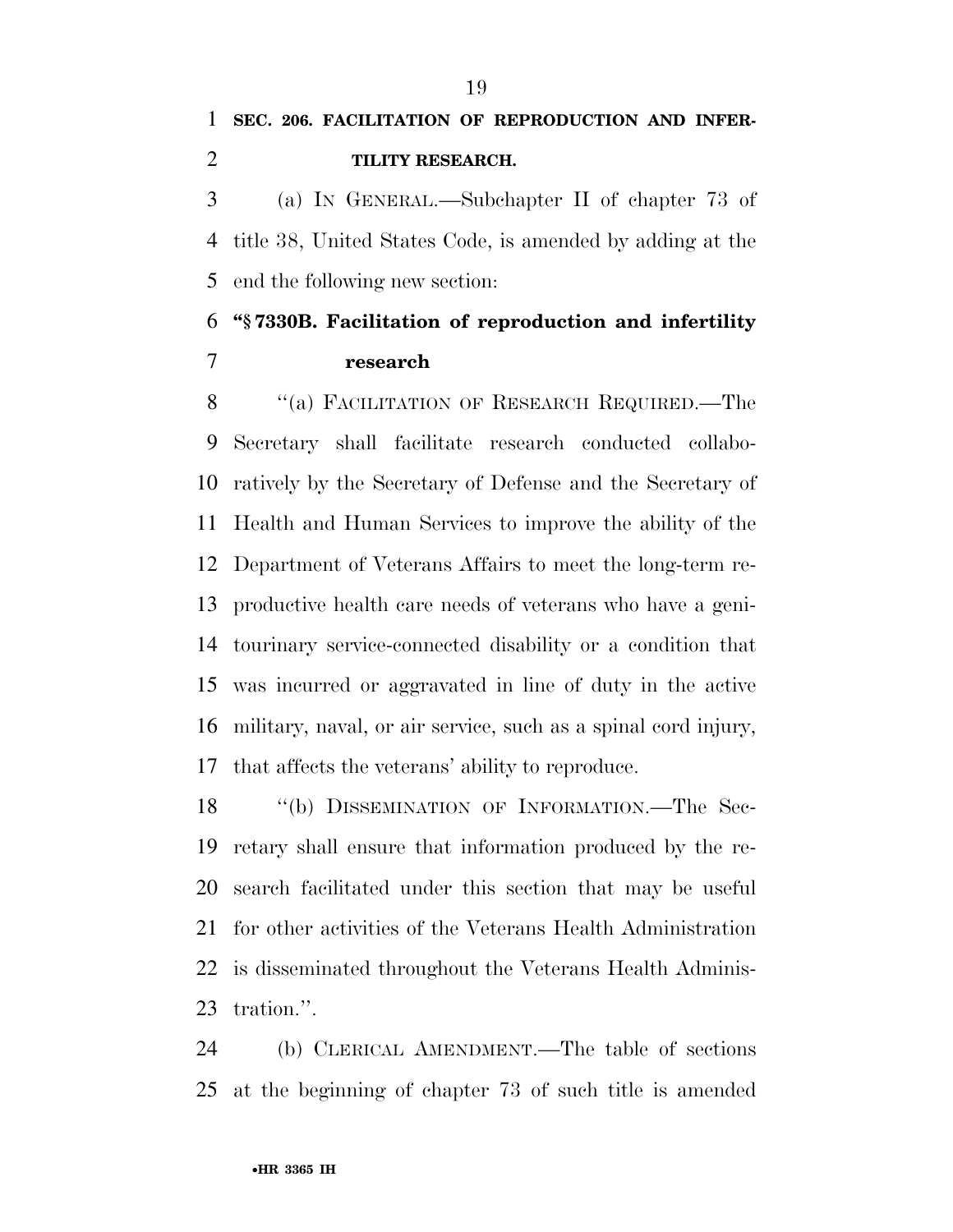**SEC. 206. FACILITATION OF REPRODUCTION AND INFERTILITY RESEARCH.**

(a) IN GENERAL.—Subchapter II of chapter 73 of title 38, United States Code, is amended by adding at the end the following new section:

**"§ 7330B. Facilitation of reproduction and infertility research**

"(a) FACILITATION OF RESEARCH REQUIRED.—The Secretary shall facilitate research conducted collaboratively by the Secretary of Defense and the Secretary of Health and Human Services to improve the ability of the Department of Veterans Affairs to meet the long-term reproductive health care needs of veterans who have a genitourinary service-connected disability or a condition that was incurred or aggravated in line of duty in the active military, naval, or air service, such as a spinal cord injury, that affects the veterans' ability to reproduce.

"(b) DISSEMINATION OF INFORMATION.—The Secretary shall ensure that information produced by the research facilitated under this section that may be useful for other activities of the Veterans Health Administration is disseminated throughout the Veterans Health Administration.".

(b) CLERICAL AMENDMENT.—The table of sections at the beginning of chapter 73 of such title is amended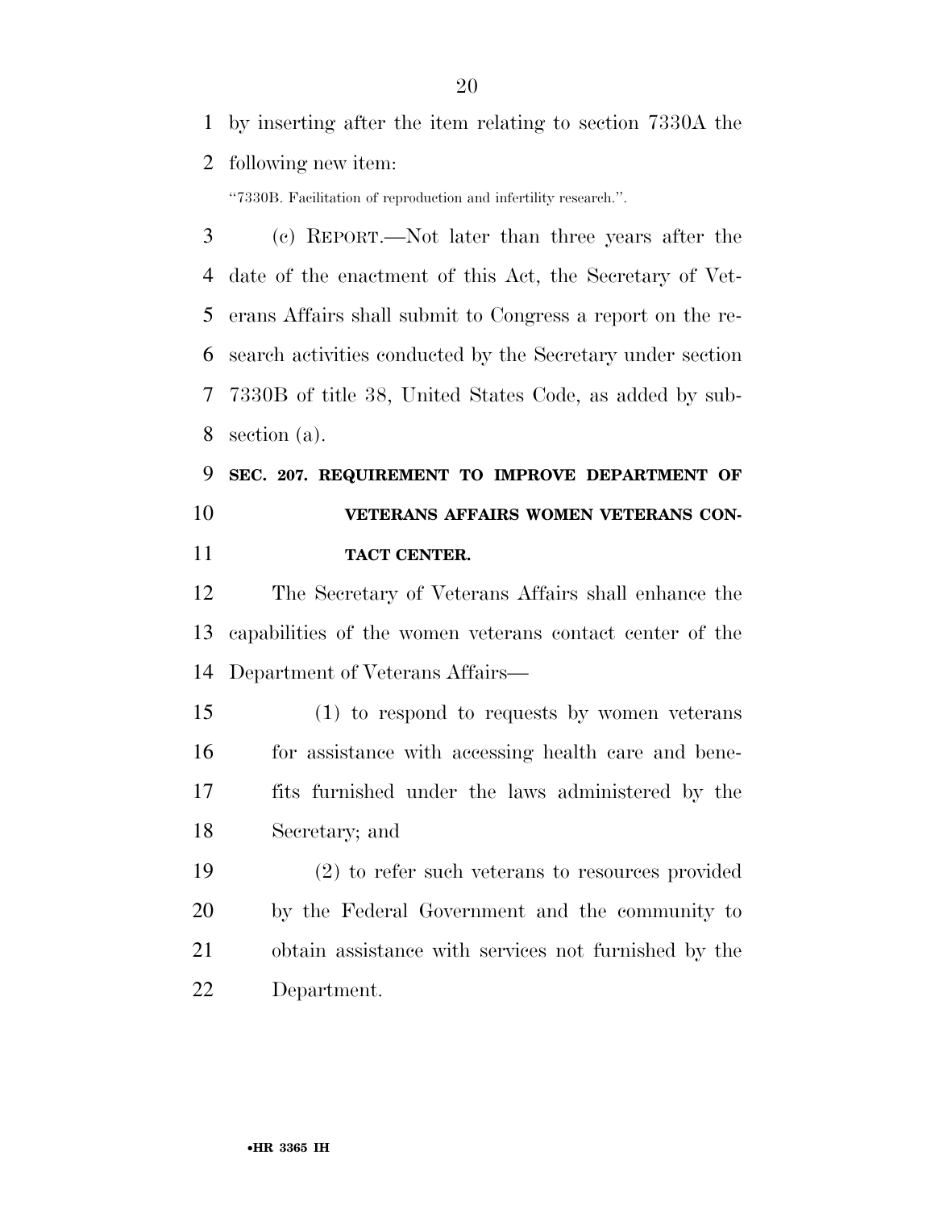by inserting after the item relating to section 7330A the following new item:

"7330B. Facilitation of reproduction and infertility research.".

(c) REPORT.—Not later than three years after the date of the enactment of this Act, the Secretary of Veterans Affairs shall submit to Congress a report on the research activities conducted by the Secretary under section 7330B of title 38, United States Code, as added by subsection (a).

**SEC. 207. REQUIREMENT TO IMPROVE DEPARTMENT OF VETERANS AFFAIRS WOMEN VETERANS CONTACT CENTER.**

The Secretary of Veterans Affairs shall enhance the capabilities of the women veterans contact center of the Department of Veterans Affairs—

(1) to respond to requests by women veterans for assistance with accessing health care and benefits furnished under the laws administered by the Secretary; and

(2) to refer such veterans to resources provided by the Federal Government and the community to obtain assistance with services not furnished by the Department.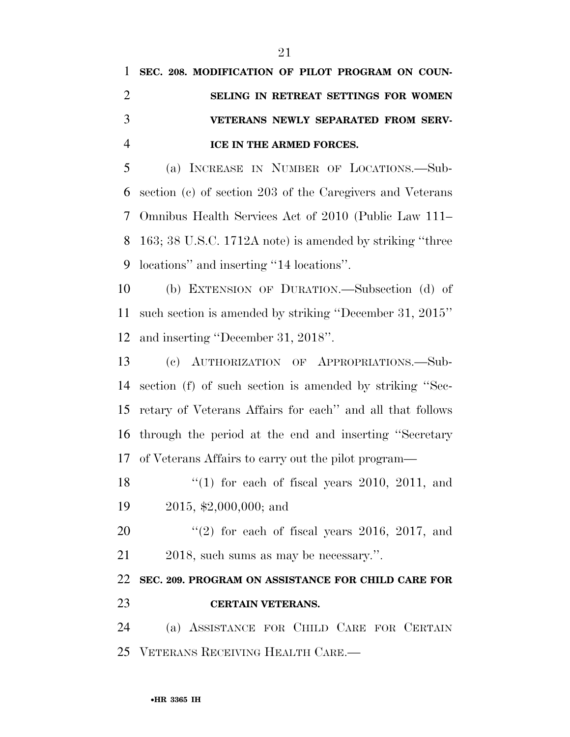**SEC. 208. MODIFICATION OF PILOT PROGRAM ON COUNSELING IN RETREAT SETTINGS FOR WOMEN VETERANS NEWLY SEPARATED FROM SERVICE IN THE ARMED FORCES.**

(a) INCREASE IN NUMBER OF LOCATIONS.—Subsection (c) of section 203 of the Caregivers and Veterans Omnibus Health Services Act of 2010 (Public Law 111–163; 38 U.S.C. 1712A note) is amended by striking ''three locations'' and inserting ''14 locations''.

(b) EXTENSION OF DURATION.—Subsection (d) of such section is amended by striking ''December 31, 2015'' and inserting ''December 31, 2018''.

(c) AUTHORIZATION OF APPROPRIATIONS.—Subsection (f) of such section is amended by striking ''Secretary of Veterans Affairs for each'' and all that follows through the period at the end and inserting ''Secretary of Veterans Affairs to carry out the pilot program—

''(1) for each of fiscal years 2010, 2011, and 2015, $2,000,000; and

''(2) for each of fiscal years 2016, 2017, and 2018, such sums as may be necessary.''.

**SEC. 209. PROGRAM ON ASSISTANCE FOR CHILD CARE FOR CERTAIN VETERANS.**

(a) ASSISTANCE FOR CHILD CARE FOR CERTAIN VETERANS RECEIVING HEALTH CARE.—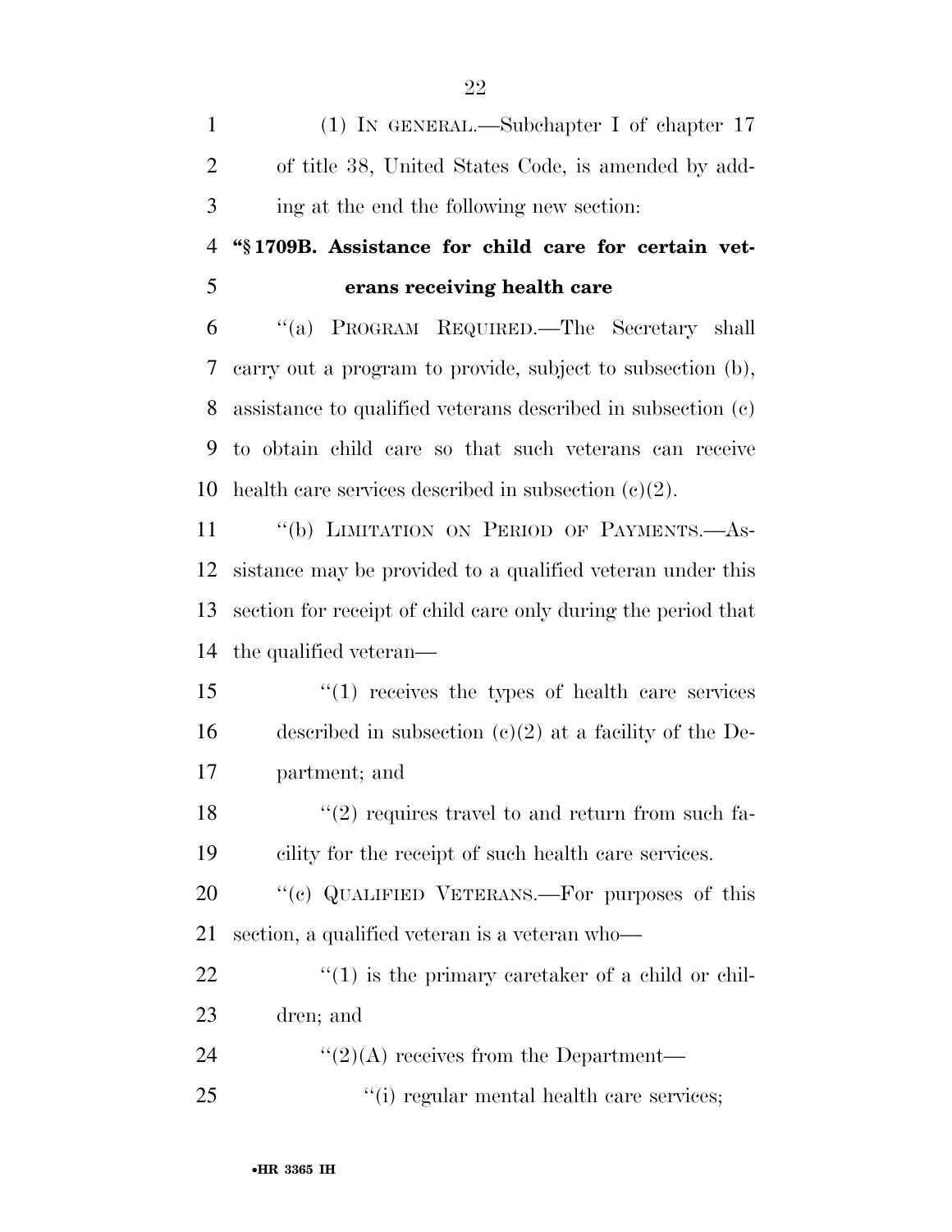(1) IN GENERAL.—Subchapter I of chapter 17 of title 38, United States Code, is amended by adding at the end the following new section:

**"§ 1709B. Assistance for child care for certain veterans receiving health care**

"(a) PROGRAM REQUIRED.—The Secretary shall carry out a program to provide, subject to subsection (b), assistance to qualified veterans described in subsection (c) to obtain child care so that such veterans can receive health care services described in subsection (c)(2).

"(b) LIMITATION ON PERIOD OF PAYMENTS.—Assistance may be provided to a qualified veteran under this section for receipt of child care only during the period that the qualified veteran—

"(1) receives the types of health care services described in subsection (c)(2) at a facility of the Department; and

"(2) requires travel to and return from such facility for the receipt of such health care services.

"(c) QUALIFIED VETERANS.—For purposes of this section, a qualified veteran is a veteran who—

"(1) is the primary caretaker of a child or children; and

"(2)(A) receives from the Department—

"(i) regular mental health care services;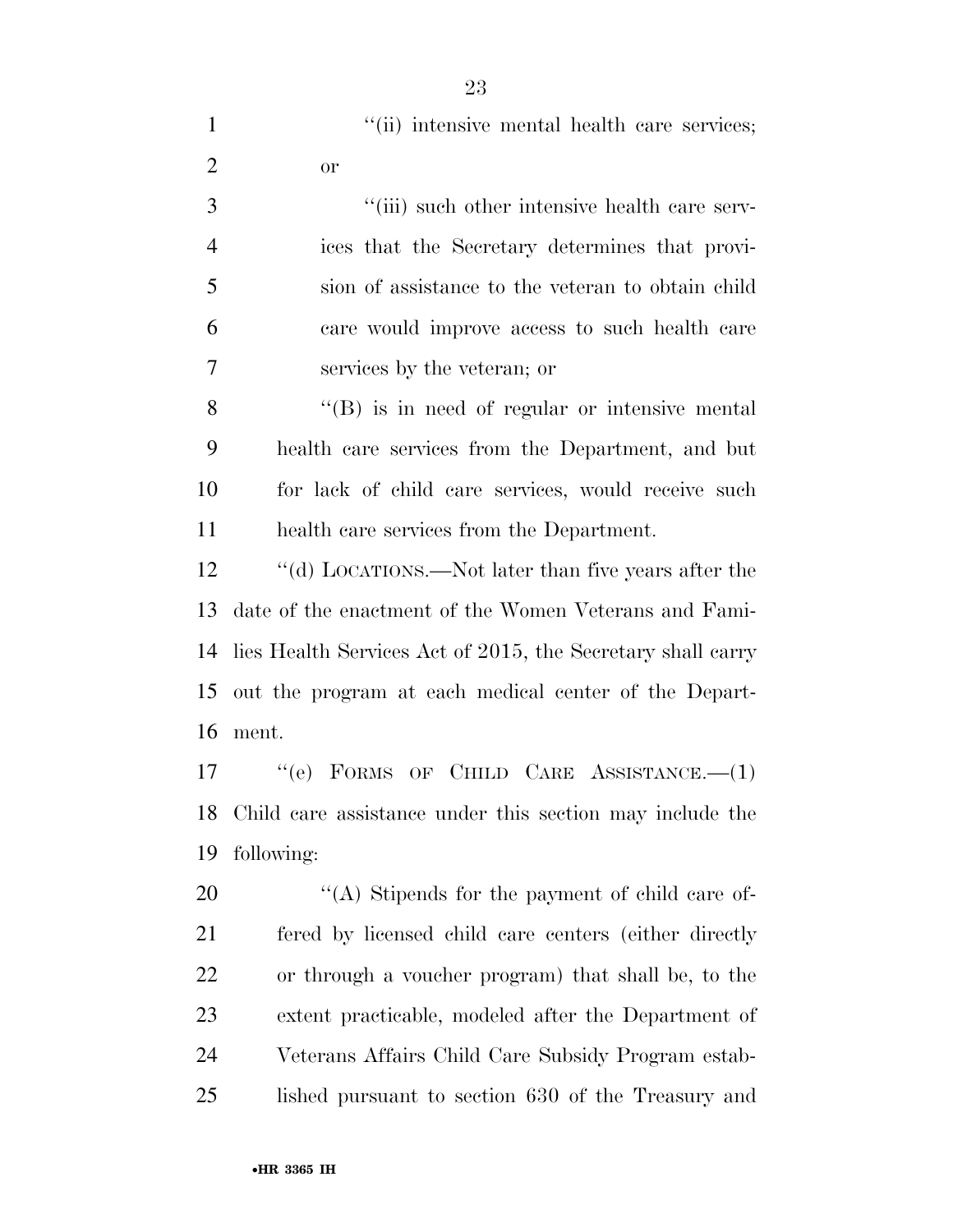"(ii) intensive mental health care services; or

"(iii) such other intensive health care services that the Secretary determines that provision of assistance to the veteran to obtain child care would improve access to such health care services by the veteran; or

"(B) is in need of regular or intensive mental health care services from the Department, and but for lack of child care services, would receive such health care services from the Department.

"(d) LOCATIONS.—Not later than five years after the date of the enactment of the Women Veterans and Families Health Services Act of 2015, the Secretary shall carry out the program at each medical center of the Department.

"(e) FORMS OF CHILD CARE ASSISTANCE.—(1) Child care assistance under this section may include the following:

"(A) Stipends for the payment of child care offered by licensed child care centers (either directly or through a voucher program) that shall be, to the extent practicable, modeled after the Department of Veterans Affairs Child Care Subsidy Program established pursuant to section 630 of the Treasury and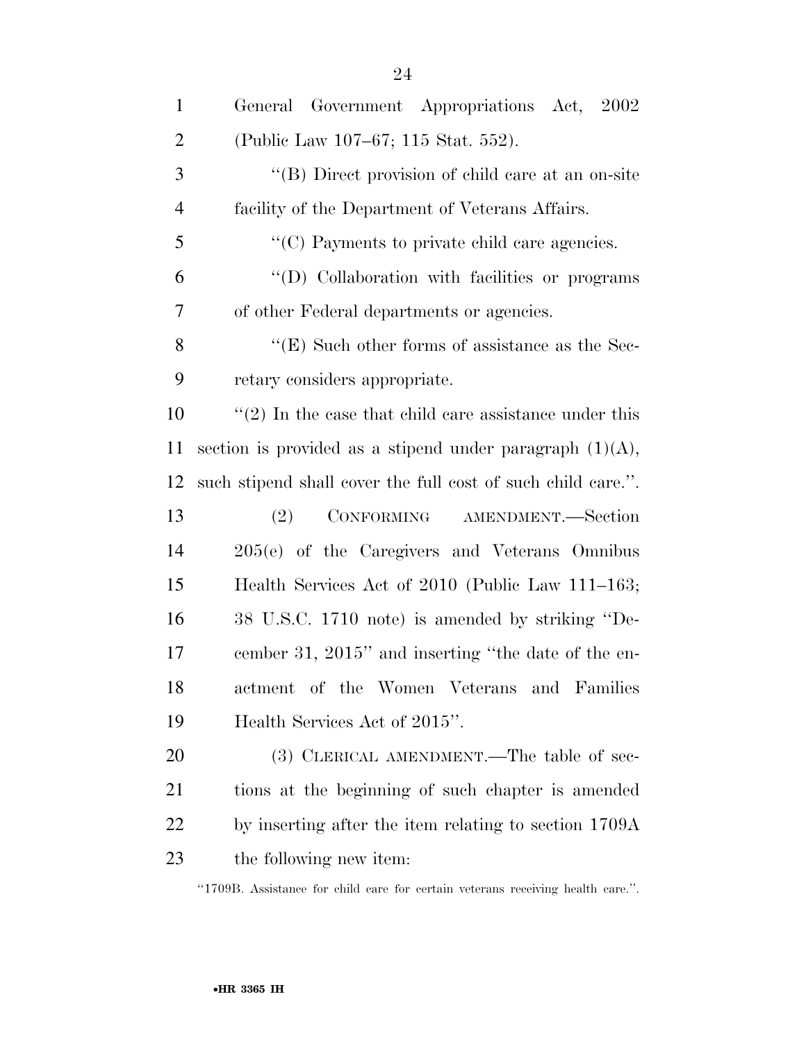General Government Appropriations Act, 2002 (Public Law 107–67; 115 Stat. 552).

''(B) Direct provision of child care at an on-site facility of the Department of Veterans Affairs.

''(C) Payments to private child care agencies.

''(D) Collaboration with facilities or programs of other Federal departments or agencies.

''(E) Such other forms of assistance as the Secretary considers appropriate.

''(2) In the case that child care assistance under this section is provided as a stipend under paragraph (1)(A), such stipend shall cover the full cost of such child care.''.

(2) CONFORMING AMENDMENT.—Section 205(e) of the Caregivers and Veterans Omnibus Health Services Act of 2010 (Public Law 111–163; 38 U.S.C. 1710 note) is amended by striking ''December 31, 2015'' and inserting ''the date of the enactment of the Women Veterans and Families Health Services Act of 2015''.

(3) CLERICAL AMENDMENT.—The table of sections at the beginning of such chapter is amended by inserting after the item relating to section 1709A the following new item:

''1709B. Assistance for child care for certain veterans receiving health care.''.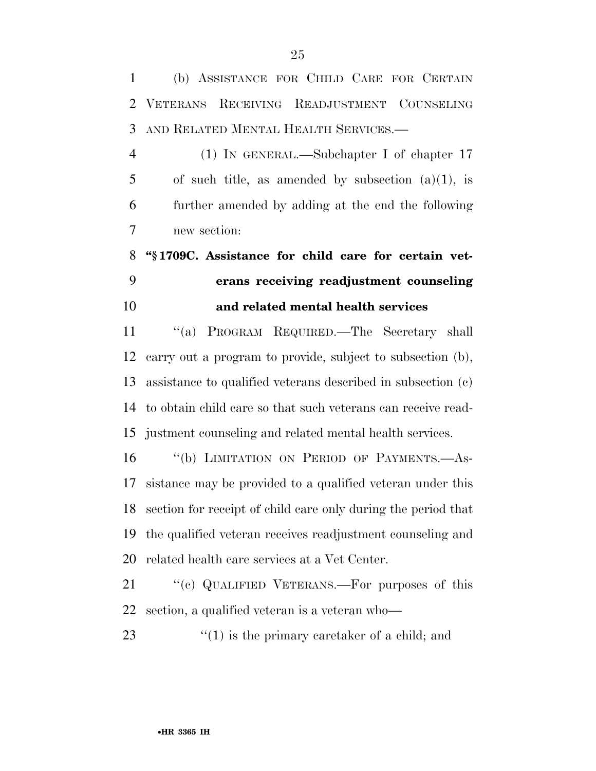(b) ASSISTANCE FOR CHILD CARE FOR CERTAIN VETERANS RECEIVING READJUSTMENT COUNSELING AND RELATED MENTAL HEALTH SERVICES.—

(1) IN GENERAL.—Subchapter I of chapter 17 of such title, as amended by subsection (a)(1), is further amended by adding at the end the following new section:

**"§ 1709C. Assistance for child care for certain veterans receiving readjustment counseling and related mental health services**

"(a) PROGRAM REQUIRED.—The Secretary shall carry out a program to provide, subject to subsection (b), assistance to qualified veterans described in subsection (c) to obtain child care so that such veterans can receive readjustment counseling and related mental health services.

"(b) LIMITATION ON PERIOD OF PAYMENTS.—Assistance may be provided to a qualified veteran under this section for receipt of child care only during the period that the qualified veteran receives readjustment counseling and related health care services at a Vet Center.

"(c) QUALIFIED VETERANS.—For purposes of this section, a qualified veteran is a veteran who—

"(1) is the primary caretaker of a child; and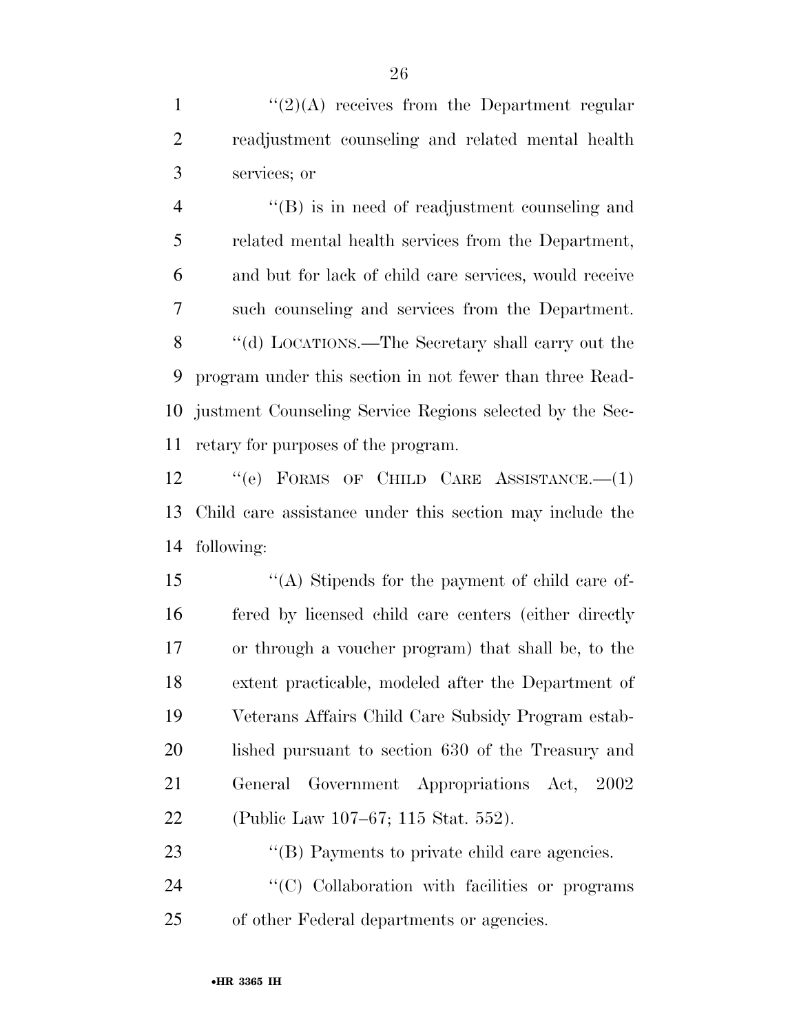"(2)(A) receives from the Department regular readjustment counseling and related mental health services; or

"(B) is in need of readjustment counseling and related mental health services from the Department, and but for lack of child care services, would receive such counseling and services from the Department.

"(d) LOCATIONS.—The Secretary shall carry out the program under this section in not fewer than three Readjustment Counseling Service Regions selected by the Secretary for purposes of the program.

"(e) FORMS OF CHILD CARE ASSISTANCE.—(1) Child care assistance under this section may include the following:

"(A) Stipends for the payment of child care offered by licensed child care centers (either directly or through a voucher program) that shall be, to the extent practicable, modeled after the Department of Veterans Affairs Child Care Subsidy Program established pursuant to section 630 of the Treasury and General Government Appropriations Act, 2002 (Public Law 107–67; 115 Stat. 552).

"(B) Payments to private child care agencies.

"(C) Collaboration with facilities or programs of other Federal departments or agencies.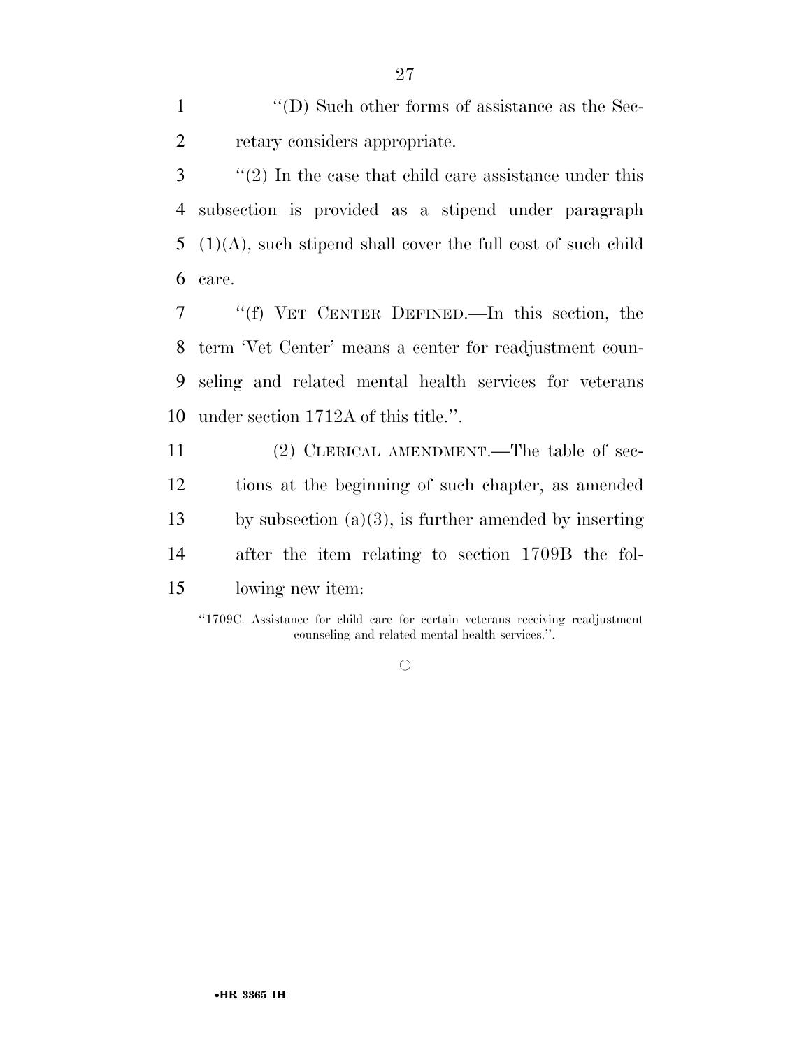"(D) Such other forms of assistance as the Secretary considers appropriate.

"(2) In the case that child care assistance under this subsection is provided as a stipend under paragraph (1)(A), such stipend shall cover the full cost of such child care.

"(f) VET CENTER DEFINED.—In this section, the term 'Vet Center' means a center for readjustment counseling and related mental health services for veterans under section 1712A of this title.".

(2) CLERICAL AMENDMENT.—The table of sections at the beginning of such chapter, as amended by subsection (a)(3), is further amended by inserting after the item relating to section 1709B the following new item:

"1709C. Assistance for child care for certain veterans receiving readjustment counseling and related mental health services.".